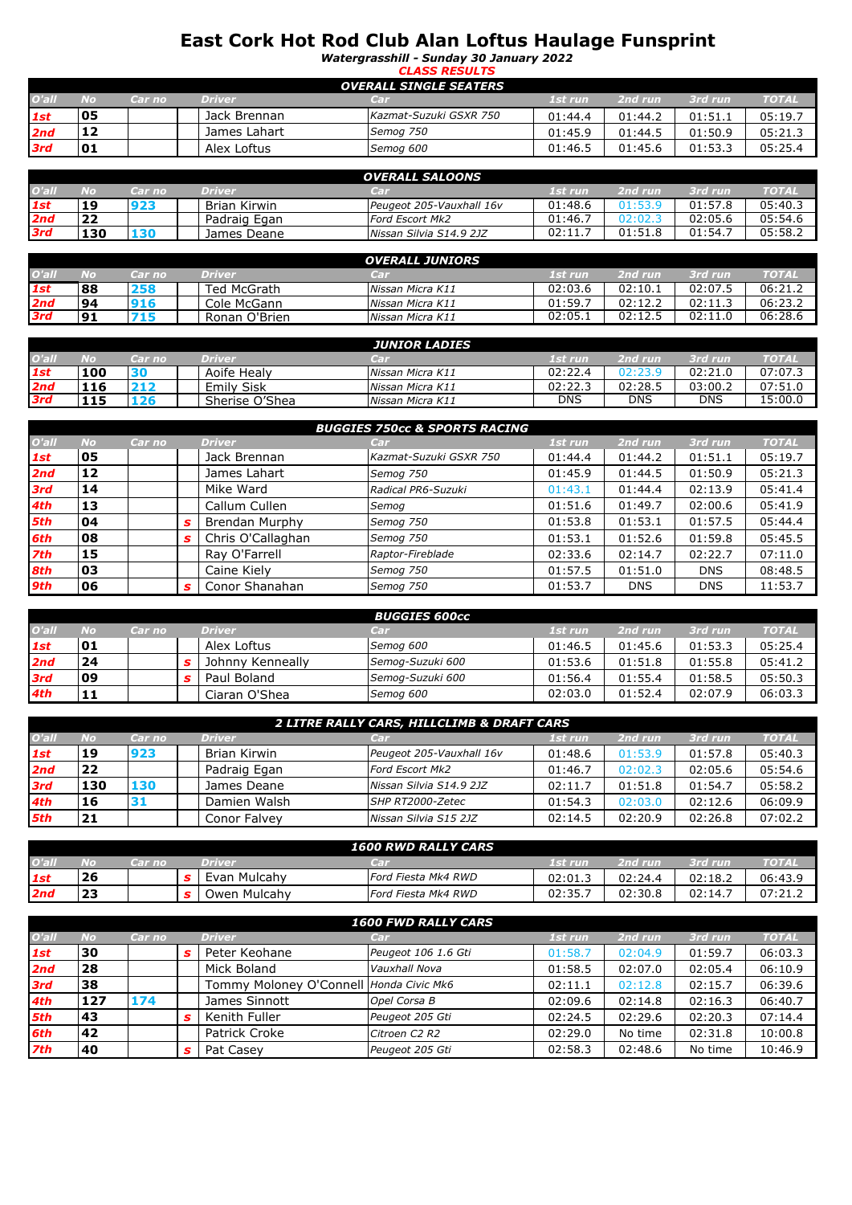# East Cork Hot Rod Club Alan Loftus Haulage Funsprint

***Watergrasshill - Sunday 30 January 2022***

***CLASS RESULTS***

| O'all | No | Car no | | Driver | Car | 1st run | 2nd run | 3rd run | TOTAL |
|---|---|---|---|---|---|---|---|---|---|
| **OVERALL SINGLE SEATERS** | | | | | | | | | |
| 1st | 05 | | | Jack Brennan | Kazmat-Suzuki GSXR 750 | 01:44.4 | 01:44.2 | 01:51.1 | 05:19.7 |
| 2nd | 12 | | | James Lahart | Semog 750 | 01:45.9 | 01:44.5 | 01:50.9 | 05:21.3 |
| 3rd | 01 | | | Alex Loftus | Semog 600 | 01:46.5 | 01:45.6 | 01:53.3 | 05:25.4 |

| O'all | No | Car no | | Driver | Car | 1st run | 2nd run | 3rd run | TOTAL |
|---|---|---|---|---|---|---|---|---|---|
| **OVERALL SALOONS** | | | | | | | | | |
| 1st | 19 | 923 | | Brian Kirwin | Peugeot 205-Vauxhall 16v | 01:48.6 | 01:53.9 | 01:57.8 | 05:40.3 |
| 2nd | 22 | | | Padraig Egan | Ford Escort Mk2 | 01:46.7 | 02:02.3 | 02:05.6 | 05:54.6 |
| 3rd | 130 | 130 | | James Deane | Nissan Silvia S14.9 2JZ | 02:11.7 | 01:51.8 | 01:54.7 | 05:58.2 |

| O'all | No | Car no | | Driver | Car | 1st run | 2nd run | 3rd run | TOTAL |
|---|---|---|---|---|---|---|---|---|---|
| **OVERALL JUNIORS** | | | | | | | | | |
| 1st | 88 | 258 | | Ted McGrath | Nissan Micra K11 | 02:03.6 | 02:10.1 | 02:07.5 | 06:21.2 |
| 2nd | 94 | 916 | | Cole McGann | Nissan Micra K11 | 01:59.7 | 02:12.2 | 02:11.3 | 06:23.2 |
| 3rd | 91 | 715 | | Ronan O'Brien | Nissan Micra K11 | 02:05.1 | 02:12.5 | 02:11.0 | 06:28.6 |

| O'all | No | Car no | | Driver | Car | 1st run | 2nd run | 3rd run | TOTAL |
|---|---|---|---|---|---|---|---|---|---|
| **JUNIOR LADIES** | | | | | | | | | |
| 1st | 100 | 30 | | Aoife Healy | Nissan Micra K11 | 02:22.4 | 02:23.9 | 02:21.0 | 07:07.3 |
| 2nd | 116 | 212 | | Emily Sisk | Nissan Micra K11 | 02:22.3 | 02:28.5 | 03:00.2 | 07:51.0 |
| 3rd | 115 | 126 | | Sherise O'Shea | Nissan Micra K11 | DNS | DNS | DNS | 15:00.0 |

| O'all | No | Car no | | Driver | Car | 1st run | 2nd run | 3rd run | TOTAL |
|---|---|---|---|---|---|---|---|---|---|
| **BUGGIES 750cc & SPORTS RACING** | | | | | | | | | |
| 1st | 05 | | | Jack Brennan | Kazmat-Suzuki GSXR 750 | 01:44.4 | 01:44.2 | 01:51.1 | 05:19.7 |
| 2nd | 12 | | | James Lahart | Semog 750 | 01:45.9 | 01:44.5 | 01:50.9 | 05:21.3 |
| 3rd | 14 | | | Mike Ward | Radical PR6-Suzuki | 01:43.1 | 01:44.4 | 02:13.9 | 05:41.4 |
| 4th | 13 | | | Callum Cullen | Semog | 01:51.6 | 01:49.7 | 02:00.6 | 05:41.9 |
| 5th | 04 | | s | Brendan Murphy | Semog 750 | 01:53.8 | 01:53.1 | 01:57.5 | 05:44.4 |
| 6th | 08 | | s | Chris O'Callaghan | Semog 750 | 01:53.1 | 01:52.6 | 01:59.8 | 05:45.5 |
| 7th | 15 | | | Ray O'Farrell | Raptor-Fireblade | 02:33.6 | 02:14.7 | 02:22.7 | 07:11.0 |
| 8th | 03 | | | Caine Kiely | Semog 750 | 01:57.5 | 01:51.0 | DNS | 08:48.5 |
| 9th | 06 | | s | Conor Shanahan | Semog 750 | 01:53.7 | DNS | DNS | 11:53.7 |

| O'all | No | Car no | | Driver | Car | 1st run | 2nd run | 3rd run | TOTAL |
|---|---|---|---|---|---|---|---|---|---|
| **BUGGIES 600cc** | | | | | | | | | |
| 1st | 01 | | | Alex Loftus | Semog 600 | 01:46.5 | 01:45.6 | 01:53.3 | 05:25.4 |
| 2nd | 24 | | s | Johnny Kenneally | Semog-Suzuki 600 | 01:53.6 | 01:51.8 | 01:55.8 | 05:41.2 |
| 3rd | 09 | | s | Paul Boland | Semog-Suzuki 600 | 01:56.4 | 01:55.4 | 01:58.5 | 05:50.3 |
| 4th | 11 | | | Ciaran O'Shea | Semog 600 | 02:03.0 | 01:52.4 | 02:07.9 | 06:03.3 |

| O'all | No | Car no | | Driver | Car | 1st run | 2nd run | 3rd run | TOTAL |
|---|---|---|---|---|---|---|---|---|---|
| **2 LITRE RALLY CARS, HILLCLIMB & DRAFT CARS** | | | | | | | | | |
| 1st | 19 | 923 | | Brian Kirwin | Peugeot 205-Vauxhall 16v | 01:48.6 | 01:53.9 | 01:57.8 | 05:40.3 |
| 2nd | 22 | | | Padraig Egan | Ford Escort Mk2 | 01:46.7 | 02:02.3 | 02:05.6 | 05:54.6 |
| 3rd | 130 | 130 | | James Deane | Nissan Silvia S14.9 2JZ | 02:11.7 | 01:51.8 | 01:54.7 | 05:58.2 |
| 4th | 16 | 31 | | Damien Walsh | SHP RT2000-Zetec | 01:54.3 | 02:03.0 | 02:12.6 | 06:09.9 |
| 5th | 21 | | | Conor Falvey | Nissan Silvia S15 2JZ | 02:14.5 | 02:20.9 | 02:26.8 | 07:02.2 |

| O'all | No | Car no | | Driver | Car | 1st run | 2nd run | 3rd run | TOTAL |
|---|---|---|---|---|---|---|---|---|---|
| **1600 RWD RALLY CARS** | | | | | | | | | |
| 1st | 26 | | s | Evan Mulcahy | Ford Fiesta Mk4 RWD | 02:01.3 | 02:24.4 | 02:18.2 | 06:43.9 |
| 2nd | 23 | | s | Owen Mulcahy | Ford Fiesta Mk4 RWD | 02:35.7 | 02:30.8 | 02:14.7 | 07:21.2 |

| O'all | No | Car no | | Driver | Car | 1st run | 2nd run | 3rd run | TOTAL |
|---|---|---|---|---|---|---|---|---|---|
| **1600 FWD RALLY CARS** | | | | | | | | | |
| 1st | 30 | | s | Peter Keohane | Peugeot 106 1.6 Gti | 01:58.7 | 02:04.9 | 01:59.7 | 06:03.3 |
| 2nd | 28 | | | Mick Boland | Vauxhall Nova | 01:58.5 | 02:07.0 | 02:05.4 | 06:10.9 |
| 3rd | 38 | | | Tommy Moloney O'Connell | Honda Civic Mk6 | 02:11.1 | 02:12.8 | 02:15.7 | 06:39.6 |
| 4th | 127 | 174 | | James Sinnott | Opel Corsa B | 02:09.6 | 02:14.8 | 02:16.3 | 06:40.7 |
| 5th | 43 | | s | Kenith Fuller | Peugeot 205 Gti | 02:24.5 | 02:29.6 | 02:20.3 | 07:14.4 |
| 6th | 42 | | | Patrick Croke | Citroen C2 R2 | 02:29.0 | No time | 02:31.8 | 10:00.8 |
| 7th | 40 | | s | Pat Casey | Peugeot 205 Gti | 02:58.3 | 02:48.6 | No time | 10:46.9 |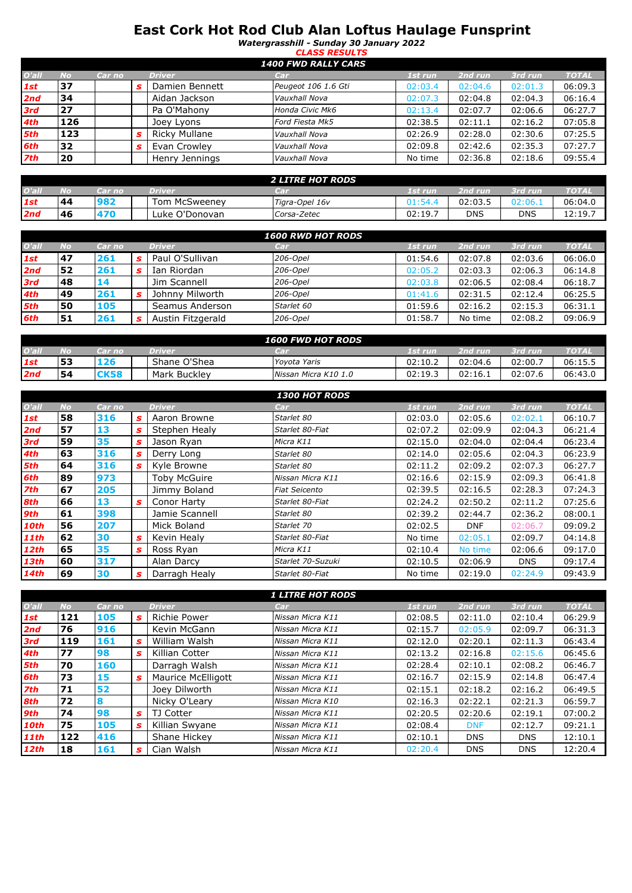# East Cork Hot Rod Club Alan Loftus Haulage Funsprint

***Watergrasshill - Sunday 30 January 2022***

***CLASS RESULTS***

| ***1400 FWD RALLY CARS*** | | | | | | | | | |
|---|---|---|---|---|---|---|---|---|---|
| ***O'all*** | ***No*** | ***Car no*** | | ***Driver*** | ***Car*** | ***1st run*** | ***2nd run*** | ***3rd run*** | ***TOTAL*** |
| ***1st*** | **37** | | ***s*** | Damien Bennett | *Peugeot 106 1.6 Gti* | 02:03.4 | 02:04.6 | 02:01.3 | 06:09.3 |
| ***2nd*** | **34** | | | Aidan Jackson | *Vauxhall Nova* | 02:07.3 | 02:04.8 | 02:04.3 | 06:16.4 |
| ***3rd*** | **27** | | | Pa O'Mahony | *Honda Civic Mk6* | 02:13.4 | 02:07.7 | 02:06.6 | 06:27.7 |
| ***4th*** | **126** | | | Joey Lyons | *Ford Fiesta Mk5* | 02:38.5 | 02:11.1 | 02:16.2 | 07:05.8 |
| ***5th*** | **123** | | ***s*** | Ricky Mullane | *Vauxhall Nova* | 02:26.9 | 02:28.0 | 02:30.6 | 07:25.5 |
| ***6th*** | **32** | | ***s*** | Evan Crowley | *Vauxhall Nova* | 02:09.8 | 02:42.6 | 02:35.3 | 07:27.7 |
| ***7th*** | **20** | | | Henry Jennings | *Vauxhall Nova* | No time | 02:36.8 | 02:18.6 | 09:55.4 |

| ***2 LITRE HOT RODS*** | | | | | | | | | |
|---|---|---|---|---|---|---|---|---|---|
| ***O'all*** | ***No*** | ***Car no*** | | ***Driver*** | ***Car*** | ***1st run*** | ***2nd run*** | ***3rd run*** | ***TOTAL*** |
| ***1st*** | **44** | **982** | | Tom McSweeney | *Tigra-Opel 16v* | 01:54.4 | 02:03.5 | 02:06.1 | 06:04.0 |
| ***2nd*** | **46** | **470** | | Luke O'Donovan | *Corsa-Zetec* | 02:19.7 | DNS | DNS | 12:19.7 |

| ***1600 RWD HOT RODS*** | | | | | | | | | |
|---|---|---|---|---|---|---|---|---|---|
| ***O'all*** | ***No*** | ***Car no*** | | ***Driver*** | ***Car*** | ***1st run*** | ***2nd run*** | ***3rd run*** | ***TOTAL*** |
| ***1st*** | **47** | **261** | ***s*** | Paul O'Sullivan | *206-Opel* | 01:54.6 | 02:07.8 | 02:03.6 | 06:06.0 |
| ***2nd*** | **52** | **261** | ***s*** | Ian Riordan | *206-Opel* | 02:05.2 | 02:03.3 | 02:06.3 | 06:14.8 |
| ***3rd*** | **48** | **14** | | Jim Scannell | *206-Opel* | 02:03.8 | 02:06.5 | 02:08.4 | 06:18.7 |
| ***4th*** | **49** | **261** | ***s*** | Johnny Milworth | *206-Opel* | 01:41.6 | 02:31.5 | 02:12.4 | 06:25.5 |
| ***5th*** | **50** | **105** | | Seamus Anderson | *Starlet 60* | 01:59.6 | 02:16.2 | 02:15.3 | 06:31.1 |
| ***6th*** | **51** | **261** | ***s*** | Austin Fitzgerald | *206-Opel* | 01:58.7 | No time | 02:08.2 | 09:06.9 |

| ***1600 FWD HOT RODS*** | | | | | | | | | |
|---|---|---|---|---|---|---|---|---|---|
| ***O'all*** | ***No*** | ***Car no*** | | ***Driver*** | ***Car*** | ***1st run*** | ***2nd run*** | ***3rd run*** | ***TOTAL*** |
| ***1st*** | **53** | **126** | | Shane O'Shea | *Yoyota Yaris* | 02:10.2 | 02:04.6 | 02:00.7 | 06:15.5 |
| ***2nd*** | **54** | **CK58** | | Mark Buckley | *Nissan Micra K10 1.0* | 02:19.3 | 02:16.1 | 02:07.6 | 06:43.0 |

| ***1300 HOT RODS*** | | | | | | | | | |
|---|---|---|---|---|---|---|---|---|---|
| ***O'all*** | ***No*** | ***Car no*** | | ***Driver*** | ***Car*** | ***1st run*** | ***2nd run*** | ***3rd run*** | ***TOTAL*** |
| ***1st*** | **58** | **316** | ***s*** | Aaron Browne | *Starlet 80* | 02:03.0 | 02:05.6 | 02:02.1 | 06:10.7 |
| ***2nd*** | **57** | **13** | ***s*** | Stephen Healy | *Starlet 80-Fiat* | 02:07.2 | 02:09.9 | 02:04.3 | 06:21.4 |
| ***3rd*** | **59** | **35** | ***s*** | Jason Ryan | *Micra K11* | 02:15.0 | 02:04.0 | 02:04.4 | 06:23.4 |
| ***4th*** | **63** | **316** | ***s*** | Derry Long | *Starlet 80* | 02:14.0 | 02:05.6 | 02:04.3 | 06:23.9 |
| ***5th*** | **64** | **316** | ***s*** | Kyle Browne | *Starlet 80* | 02:11.2 | 02:09.2 | 02:07.3 | 06:27.7 |
| ***6th*** | **89** | **973** | | Toby McGuire | *Nissan Micra K11* | 02:16.6 | 02:15.9 | 02:09.3 | 06:41.8 |
| ***7th*** | **67** | **205** | | Jimmy Boland | *Fiat Seicento* | 02:39.5 | 02:16.5 | 02:28.3 | 07:24.3 |
| ***8th*** | **66** | **13** | ***s*** | Conor Harty | *Starlet 80-Fiat* | 02:24.2 | 02:50.2 | 02:11.2 | 07:25.6 |
| ***9th*** | **61** | **398** | | Jamie Scannell | *Starlet 80* | 02:39.2 | 02:44.7 | 02:36.2 | 08:00.1 |
| ***10th*** | **56** | **207** | | Mick Boland | *Starlet 70* | 02:02.5 | DNF | 02:06.7 | 09:09.2 |
| ***11th*** | **62** | **30** | ***s*** | Kevin Healy | *Starlet 80-Fiat* | No time | 02:05.1 | 02:09.7 | 04:14.8 |
| ***12th*** | **65** | **35** | ***s*** | Ross Ryan | *Micra K11* | 02:10.4 | No time | 02:06.6 | 09:17.0 |
| ***13th*** | **60** | **317** | | Alan Darcy | *Starlet 70-Suzuki* | 02:10.5 | 02:06.9 | DNS | 09:17.4 |
| ***14th*** | **69** | **30** | ***s*** | Darragh Healy | *Starlet 80-Fiat* | No time | 02:19.0 | 02:24.9 | 09:43.9 |

| ***1 LITRE HOT RODS*** | | | | | | | | | |
|---|---|---|---|---|---|---|---|---|---|
| ***O'all*** | ***No*** | ***Car no*** | | ***Driver*** | ***Car*** | ***1st run*** | ***2nd run*** | ***3rd run*** | ***TOTAL*** |
| ***1st*** | **121** | **105** | ***s*** | Richie Power | *Nissan Micra K11* | 02:08.5 | 02:11.0 | 02:10.4 | 06:29.9 |
| ***2nd*** | **76** | **916** | | Kevin McGann | *Nissan Micra K11* | 02:15.7 | 02:05.9 | 02:09.7 | 06:31.3 |
| ***3rd*** | **119** | **161** | ***s*** | William Walsh | *Nissan Micra K11* | 02:12.0 | 02:20.1 | 02:11.3 | 06:43.4 |
| ***4th*** | **77** | **98** | ***s*** | Killian Cotter | *Nissan Micra K11* | 02:13.2 | 02:16.8 | 02:15.6 | 06:45.6 |
| ***5th*** | **70** | **160** | | Darragh Walsh | *Nissan Micra K11* | 02:28.4 | 02:10.1 | 02:08.2 | 06:46.7 |
| ***6th*** | **73** | **15** | ***s*** | Maurice McElligott | *Nissan Micra K11* | 02:16.7 | 02:15.9 | 02:14.8 | 06:47.4 |
| ***7th*** | **71** | **52** | | Joey Dilworth | *Nissan Micra K11* | 02:15.1 | 02:18.2 | 02:16.2 | 06:49.5 |
| ***8th*** | **72** | **8** | | Nicky O'Leary | *Nissan Micra K10* | 02:16.3 | 02:22.1 | 02:21.3 | 06:59.7 |
| ***9th*** | **74** | **98** | ***s*** | TJ Cotter | *Nissan Micra K11* | 02:20.5 | 02:20.6 | 02:19.1 | 07:00.2 |
| ***10th*** | **75** | **105** | ***s*** | Killian Swyane | *Nissan Micra K11* | 02:08.4 | DNF | 02:12.7 | 09:21.1 |
| ***11th*** | **122** | **416** | | Shane Hickey | *Nissan Micra K11* | 02:10.1 | DNS | DNS | 12:10.1 |
| ***12th*** | **18** | **161** | ***s*** | Cian Walsh | *Nissan Micra K11* | 02:20.4 | DNS | DNS | 12:20.4 |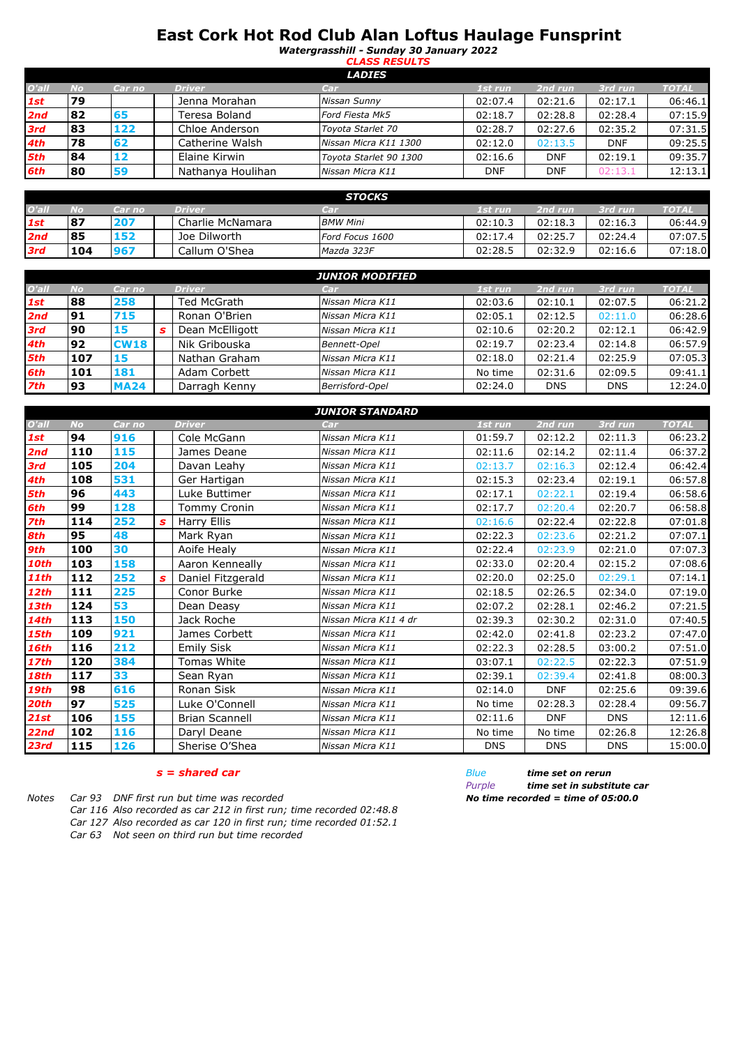# East Cork Hot Rod Club Alan Loftus Haulage Funsprint

***Watergrasshill - Sunday 30 January 2022***

**CLASS RESULTS**

### LADIES

| O'all | No | Car no | | Driver | Car | 1st run | 2nd run | 3rd run | TOTAL |
|---|---|---|---|---|---|---|---|---|---|
| 1st | 79 | | | Jenna Morahan | Nissan Sunny | 02:07.4 | 02:21.6 | 02:17.1 | 06:46.1 |
| 2nd | 82 | 65 | | Teresa Boland | Ford Fiesta Mk5 | 02:18.7 | 02:28.8 | 02:28.4 | 07:15.9 |
| 3rd | 83 | 122 | | Chloe Anderson | Toyota Starlet 70 | 02:28.7 | 02:27.6 | 02:35.2 | 07:31.5 |
| 4th | 78 | 62 | | Catherine Walsh | Nissan Micra K11 1300 | 02:12.0 | 02:13.5 | DNF | 09:25.5 |
| 5th | 84 | 12 | | Elaine Kirwin | Toyota Starlet 90 1300 | 02:16.6 | DNF | 02:19.1 | 09:35.7 |
| 6th | 80 | 59 | | Nathanya Houlihan | Nissan Micra K11 | DNF | DNF | 02:13.1 | 12:13.1 |

### STOCKS

| O'all | No | Car no | | Driver | Car | 1st run | 2nd run | 3rd run | TOTAL |
|---|---|---|---|---|---|---|---|---|---|
| 1st | 87 | 207 | | Charlie McNamara | BMW Mini | 02:10.3 | 02:18.3 | 02:16.3 | 06:44.9 |
| 2nd | 85 | 152 | | Joe Dilworth | Ford Focus 1600 | 02:17.4 | 02:25.7 | 02:24.4 | 07:07.5 |
| 3rd | 104 | 967 | | Callum O'Shea | Mazda 323F | 02:28.5 | 02:32.9 | 02:16.6 | 07:18.0 |

### JUNIOR MODIFIED

| O'all | No | Car no | | Driver | Car | 1st run | 2nd run | 3rd run | TOTAL |
|---|---|---|---|---|---|---|---|---|---|
| 1st | 88 | 258 | | Ted McGrath | Nissan Micra K11 | 02:03.6 | 02:10.1 | 02:07.5 | 06:21.2 |
| 2nd | 91 | 715 | | Ronan O'Brien | Nissan Micra K11 | 02:05.1 | 02:12.5 | 02:11.0 | 06:28.6 |
| 3rd | 90 | 15 | s | Dean McElligott | Nissan Micra K11 | 02:10.6 | 02:20.2 | 02:12.1 | 06:42.9 |
| 4th | 92 | CW18 | | Nik Gribouska | Bennett-Opel | 02:19.7 | 02:23.4 | 02:14.8 | 06:57.9 |
| 5th | 107 | 15 | | Nathan Graham | Nissan Micra K11 | 02:18.0 | 02:21.4 | 02:25.9 | 07:05.3 |
| 6th | 101 | 181 | | Adam Corbett | Nissan Micra K11 | No time | 02:31.6 | 02:09.5 | 09:41.1 |
| 7th | 93 | MA24 | | Darragh Kenny | Berrisford-Opel | 02:24.0 | DNS | DNS | 12:24.0 |

### JUNIOR STANDARD

| O'all | No | Car no | | Driver | Car | 1st run | 2nd run | 3rd run | TOTAL |
|---|---|---|---|---|---|---|---|---|---|
| 1st | 94 | 916 | | Cole McGann | Nissan Micra K11 | 01:59.7 | 02:12.2 | 02:11.3 | 06:23.2 |
| 2nd | 110 | 115 | | James Deane | Nissan Micra K11 | 02:11.6 | 02:14.2 | 02:11.4 | 06:37.2 |
| 3rd | 105 | 204 | | Davan Leahy | Nissan Micra K11 | 02:13.7 | 02:16.3 | 02:12.4 | 06:42.4 |
| 4th | 108 | 531 | | Ger Hartigan | Nissan Micra K11 | 02:15.3 | 02:23.4 | 02:19.1 | 06:57.8 |
| 5th | 96 | 443 | | Luke Buttimer | Nissan Micra K11 | 02:17.1 | 02:22.1 | 02:19.4 | 06:58.6 |
| 6th | 99 | 128 | | Tommy Cronin | Nissan Micra K11 | 02:17.7 | 02:20.4 | 02:20.7 | 06:58.8 |
| 7th | 114 | 252 | s | Harry Ellis | Nissan Micra K11 | 02:16.6 | 02:22.4 | 02:22.8 | 07:01.8 |
| 8th | 95 | 48 | | Mark Ryan | Nissan Micra K11 | 02:22.3 | 02:23.6 | 02:21.2 | 07:07.1 |
| 9th | 100 | 30 | | Aoife Healy | Nissan Micra K11 | 02:22.4 | 02:23.9 | 02:21.0 | 07:07.3 |
| 10th | 103 | 158 | | Aaron Kenneally | Nissan Micra K11 | 02:33.0 | 02:20.4 | 02:15.2 | 07:08.6 |
| 11th | 112 | 252 | s | Daniel Fitzgerald | Nissan Micra K11 | 02:20.0 | 02:25.0 | 02:29.1 | 07:14.1 |
| 12th | 111 | 225 | | Conor Burke | Nissan Micra K11 | 02:18.5 | 02:26.5 | 02:34.0 | 07:19.0 |
| 13th | 124 | 53 | | Dean Deasy | Nissan Micra K11 | 02:07.2 | 02:28.1 | 02:46.2 | 07:21.5 |
| 14th | 113 | 150 | | Jack Roche | Nissan Micra K11 4 dr | 02:39.3 | 02:30.2 | 02:31.0 | 07:40.5 |
| 15th | 109 | 921 | | James Corbett | Nissan Micra K11 | 02:42.0 | 02:41.8 | 02:23.2 | 07:47.0 |
| 16th | 116 | 212 | | Emily Sisk | Nissan Micra K11 | 02:22.3 | 02:28.5 | 03:00.2 | 07:51.0 |
| 17th | 120 | 384 | | Tomas White | Nissan Micra K11 | 03:07.1 | 02:22.5 | 02:22.3 | 07:51.9 |
| 18th | 117 | 33 | | Sean Ryan | Nissan Micra K11 | 02:39.1 | 02:39.4 | 02:41.8 | 08:00.3 |
| 19th | 98 | 616 | | Ronan Sisk | Nissan Micra K11 | 02:14.0 | DNF | 02:25.6 | 09:39.6 |
| 20th | 97 | 525 | | Luke O'Connell | Nissan Micra K11 | No time | 02:28.3 | 02:28.4 | 09:56.7 |
| 21st | 106 | 155 | | Brian Scannell | Nissan Micra K11 | 02:11.6 | DNF | DNS | 12:11.6 |
| 22nd | 102 | 116 | | Daryl Deane | Nissan Micra K11 | No time | No time | 02:26.8 | 12:26.8 |
| 23rd | 115 | 126 | | Sherise O'Shea | Nissan Micra K11 | DNS | DNS | DNS | 15:00.0 |

*s = shared car*

*Blue* — **time set on rerun**

*Purple* — **time set in substitute car**

***No time recorded = time of 05:00.0***

*Notes*

*Car 93 DNF first run but time was recorded*

*Car 116 Also recorded as car 212 in first run; time recorded 02:48.8*

*Car 127 Also recorded as car 120 in first run; time recorded 01:52.1*

*Car 63 Not seen on third run but time recorded*